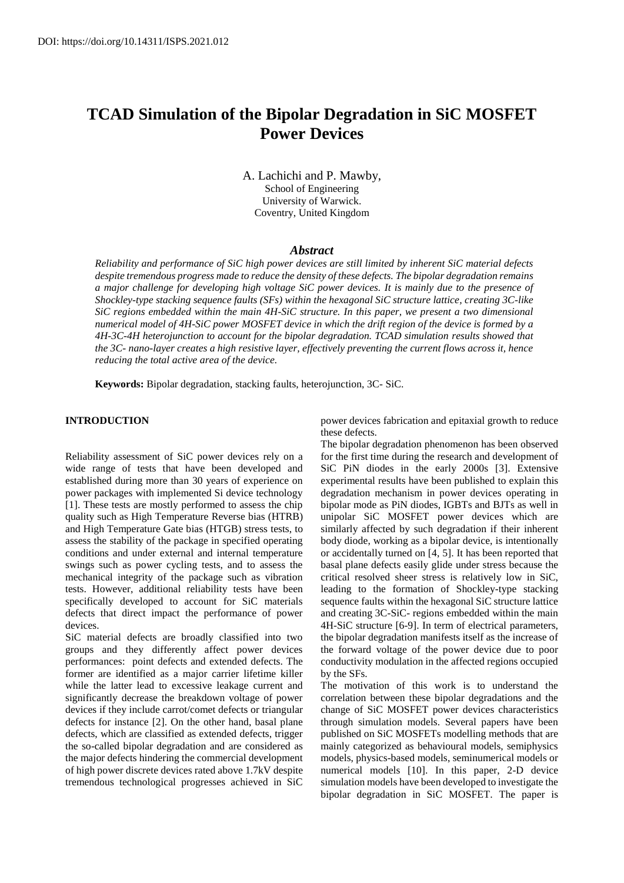DOI: https://doi.org/10.14311/ISPS.2021.012

# TCAD Simulation of the Bipolar Degradation in SiC MOSFET Power Devices

A. Lachichi and P. Mawby,
School of Engineering
University of Warwick.
Coventry, United Kingdom

### *Abstract*

*Reliability and performance of SiC high power devices are still limited by inherent SiC material defects despite tremendous progress made to reduce the density of these defects. The bipolar degradation remains a major challenge for developing high voltage SiC power devices. It is mainly due to the presence of Shockley-type stacking sequence faults (SFs) within the hexagonal SiC structure lattice, creating 3C-like SiC regions embedded within the main 4H-SiC structure. In this paper, we present a two dimensional numerical model of 4H-SiC power MOSFET device in which the drift region of the device is formed by a 4H-3C-4H heterojunction to account for the bipolar degradation. TCAD simulation results showed that the 3C- nano-layer creates a high resistive layer, effectively preventing the current flows across it, hence reducing the total active area of the device.*

**Keywords:** Bipolar degradation, stacking faults, heterojunction, 3C- SiC.

## INTRODUCTION

Reliability assessment of SiC power devices rely on a wide range of tests that have been developed and established during more than 30 years of experience on power packages with implemented Si device technology [1]. These tests are mostly performed to assess the chip quality such as High Temperature Reverse bias (HTRB) and High Temperature Gate bias (HTGB) stress tests, to assess the stability of the package in specified operating conditions and under external and internal temperature swings such as power cycling tests, and to assess the mechanical integrity of the package such as vibration tests. However, additional reliability tests have been specifically developed to account for SiC materials defects that direct impact the performance of power devices.

SiC material defects are broadly classified into two groups and they differently affect power devices performances: point defects and extended defects. The former are identified as a major carrier lifetime killer while the latter lead to excessive leakage current and significantly decrease the breakdown voltage of power devices if they include carrot/comet defects or triangular defects for instance [2]. On the other hand, basal plane defects, which are classified as extended defects, trigger the so-called bipolar degradation and are considered as the major defects hindering the commercial development of high power discrete devices rated above 1.7kV despite tremendous technological progresses achieved in SiC power devices fabrication and epitaxial growth to reduce these defects.

The bipolar degradation phenomenon has been observed for the first time during the research and development of SiC PiN diodes in the early 2000s [3]. Extensive experimental results have been published to explain this degradation mechanism in power devices operating in bipolar mode as PiN diodes, IGBTs and BJTs as well in unipolar SiC MOSFET power devices which are similarly affected by such degradation if their inherent body diode, working as a bipolar device, is intentionally or accidentally turned on [4, 5]. It has been reported that basal plane defects easily glide under stress because the critical resolved sheer stress is relatively low in SiC, leading to the formation of Shockley-type stacking sequence faults within the hexagonal SiC structure lattice and creating 3C-SiC- regions embedded within the main 4H-SiC structure [6-9]. In term of electrical parameters, the bipolar degradation manifests itself as the increase of the forward voltage of the power device due to poor conductivity modulation in the affected regions occupied by the SFs.

The motivation of this work is to understand the correlation between these bipolar degradations and the change of SiC MOSFET power devices characteristics through simulation models. Several papers have been published on SiC MOSFETs modelling methods that are mainly categorized as behavioural models, semiphysics models, physics-based models, seminumerical models or numerical models [10]. In this paper, 2-D device simulation models have been developed to investigate the bipolar degradation in SiC MOSFET. The paper is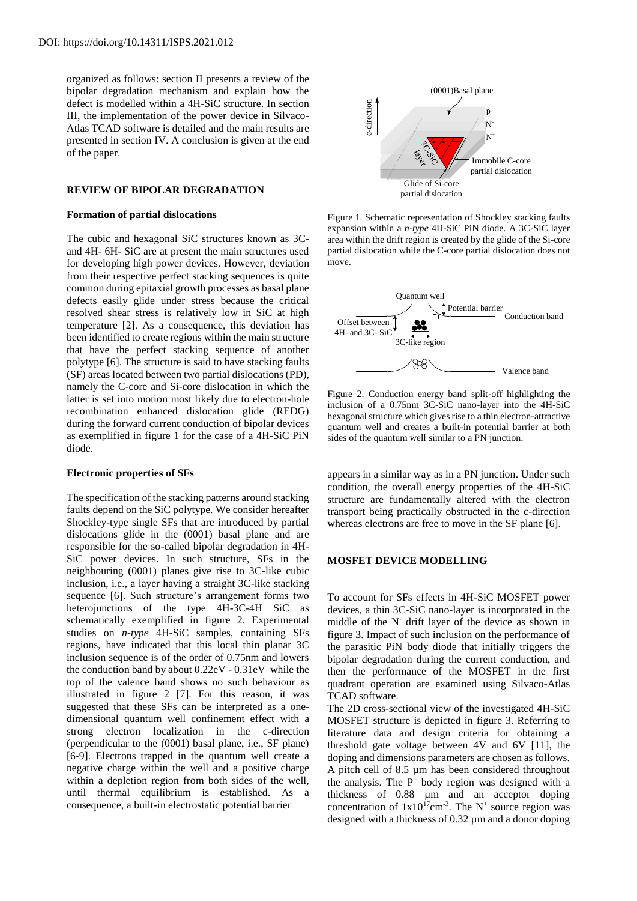DOI: https://doi.org/10.14311/ISPS.2021.012

organized as follows: section II presents a review of the bipolar degradation mechanism and explain how the defect is modelled within a 4H-SiC structure. In section III, the implementation of the power device in Silvaco-Atlas TCAD software is detailed and the main results are presented in section IV. A conclusion is given at the end of the paper.

## REVIEW OF BIPOLAR DEGRADATION

### Formation of partial dislocations

The cubic and hexagonal SiC structures known as 3C- and 4H- 6H- SiC are at present the main structures used for developing high power devices. However, deviation from their respective perfect stacking sequences is quite common during epitaxial growth processes as basal plane defects easily glide under stress because the critical resolved shear stress is relatively low in SiC at high temperature [2]. As a consequence, this deviation has been identified to create regions within the main structure that have the perfect stacking sequence of another polytype [6]. The structure is said to have stacking faults (SF) areas located between two partial dislocations (PD), namely the C-core and Si-core dislocation in which the latter is set into motion most likely due to electron-hole recombination enhanced dislocation glide (REDG) during the forward current conduction of bipolar devices as exemplified in figure 1 for the case of a 4H-SiC PiN diode.

Figure 1. Schematic representation of Shockley stacking faults expansion within a *n-type* 4H-SiC PiN diode. A 3C-SiC layer area within the drift region is created by the glide of the Si-core partial dislocation while the C-core partial dislocation does not move.

Figure 2. Conduction energy band split-off highlighting the inclusion of a 0.75nm 3C-SiC nano-layer into the 4H-SiC hexagonal structure which gives rise to a thin electron-attractive quantum well and creates a built-in potential barrier at both sides of the quantum well similar to a PN junction.

### Electronic properties of SFs

The specification of the stacking patterns around stacking faults depend on the SiC polytype. We consider hereafter Shockley-type single SFs that are introduced by partial dislocations glide in the (0001) basal plane and are responsible for the so-called bipolar degradation in 4H-SiC power devices. In such structure, SFs in the neighbouring (0001) planes give rise to 3C-like cubic inclusion, i.e., a layer having a straight 3C-like stacking sequence [6]. Such structure's arrangement forms two heterojunctions of the type 4H-3C-4H SiC as schematically exemplified in figure 2. Experimental studies on *n-type* 4H-SiC samples, containing SFs regions, have indicated that this local thin planar 3C inclusion sequence is of the order of 0.75nm and lowers the conduction band by about 0.22eV - 0.31eV while the top of the valence band shows no such behaviour as illustrated in figure 2 [7]. For this reason, it was suggested that these SFs can be interpreted as a one-dimensional quantum well confinement effect with a strong electron localization in the c-direction (perpendicular to the (0001) basal plane, i.e., SF plane) [6-9]. Electrons trapped in the quantum well create a negative charge within the well and a positive charge within a depletion region from both sides of the well, until thermal equilibrium is established. As a consequence, a built-in electrostatic potential barrier appears in a similar way as in a PN junction. Under such condition, the overall energy properties of the 4H-SiC structure are fundamentally altered with the electron transport being practically obstructed in the c-direction whereas electrons are free to move in the SF plane [6].

## MOSFET DEVICE MODELLING

To account for SFs effects in 4H-SiC MOSFET power devices, a thin 3C-SiC nano-layer is incorporated in the middle of the $N^-$ drift layer of the device as shown in figure 3. Impact of such inclusion on the performance of the parasitic PiN body diode that initially triggers the bipolar degradation during the current conduction, and then the performance of the MOSFET in the first quadrant operation are examined using Silvaco-Atlas TCAD software.

The 2D cross-sectional view of the investigated 4H-SiC MOSFET structure is depicted in figure 3. Referring to literature data and design criteria for obtaining a threshold gate voltage between 4V and 6V [11], the doping and dimensions parameters are chosen as follows. A pitch cell of 8.5 µm has been considered throughout the analysis. The $P^+$ body region was designed with a thickness of 0.88 µm and an acceptor doping concentration of $1x10^{17}cm^{-3}$. The $N^+$ source region was designed with a thickness of 0.32 µm and a donor doping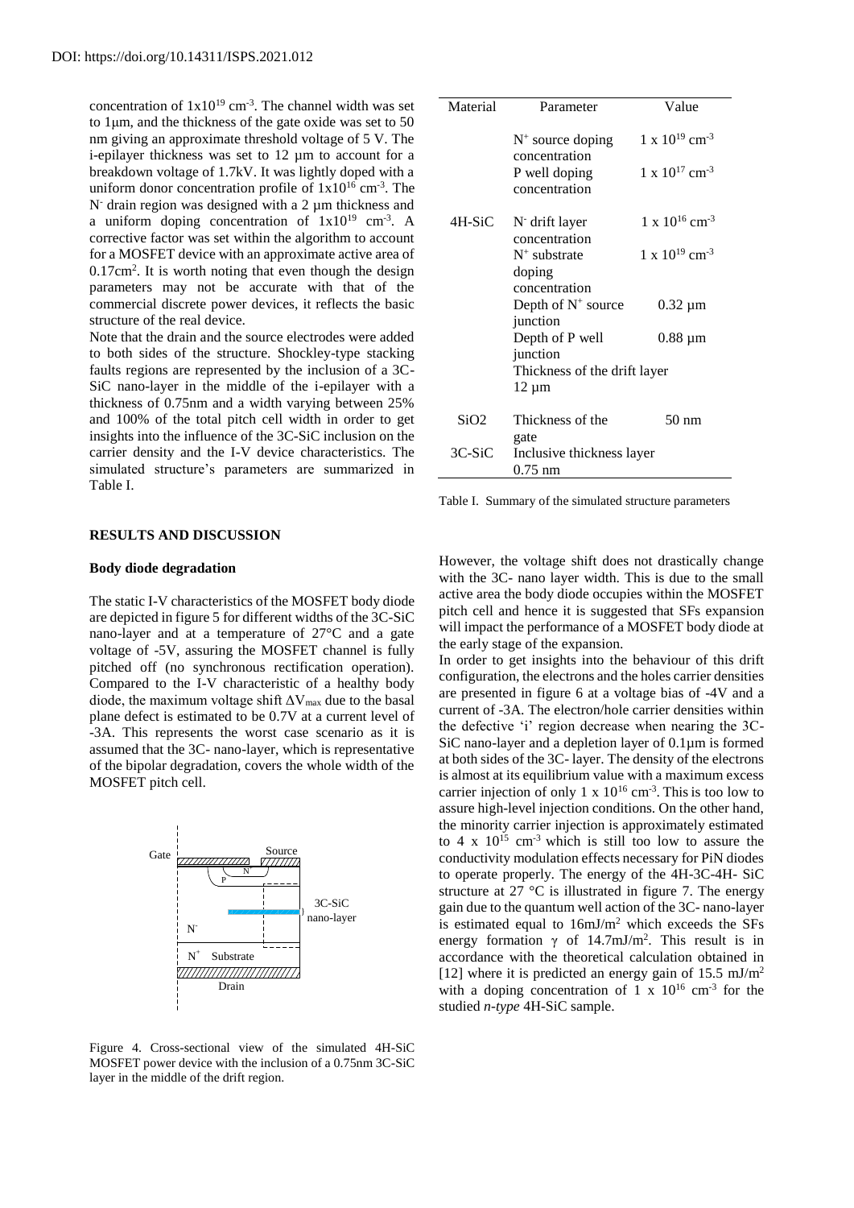DOI: https://doi.org/10.14311/ISPS.2021.012

concentration of $1x10^{19}$ cm$^{-3}$. The channel width was set to 1µm, and the thickness of the gate oxide was set to 50 nm giving an approximate threshold voltage of 5 V. The i-epilayer thickness was set to 12 µm to account for a breakdown voltage of 1.7kV. It was lightly doped with a uniform donor concentration profile of $1x10^{16}$ cm$^{-3}$. The $N^-$ drain region was designed with a 2 µm thickness and a uniform doping concentration of $1x10^{19}$ cm$^{-3}$. A corrective factor was set within the algorithm to account for a MOSFET device with an approximate active area of 0.17cm$^2$. It is worth noting that even though the design parameters may not be accurate with that of the commercial discrete power devices, it reflects the basic structure of the real device.

Note that the drain and the source electrodes were added to both sides of the structure. Shockley-type stacking faults regions are represented by the inclusion of a 3C-SiC nano-layer in the middle of the i-epilayer with a thickness of 0.75nm and a width varying between 25% and 100% of the total pitch cell width in order to get insights into the influence of the 3C-SiC inclusion on the carrier density and the I-V device characteristics. The simulated structure's parameters are summarized in Table I.

Figure 4. Cross-sectional view of the simulated 4H-SiC MOSFET power device with the inclusion of a 0.75nm 3C-SiC layer in the middle of the drift region.

| Material | Parameter | Value |
|---|---|---|
| 4H-SiC | $N^+$ source doping concentration | $1 \times 10^{19}$ cm$^{-3}$ |
| | P well doping concentration | $1 \times 10^{17}$ cm$^{-3}$ |
| | $N^-$ drift layer concentration | $1 \times 10^{16}$ cm$^{-3}$ |
| | $N^+$ substrate doping concentration | $1 \times 10^{19}$ cm$^{-3}$ |
| | Depth of $N^+$ source junction | 0.32 µm |
| | Depth of P well junction | 0.88 µm |
| | Thickness of the drift layer | 12 µm |
| $SiO_2$ | Thickness of the gate | 50 nm |
| 3C-SiC | Inclusive thickness layer | 0.75 nm |

Table I. Summary of the simulated structure parameters

## RESULTS AND DISCUSSION

### Body diode degradation

The static I-V characteristics of the MOSFET body diode are depicted in figure 5 for different widths of the 3C-SiC nano-layer and at a temperature of 27°C and a gate voltage of -5V, assuring the MOSFET channel is fully pitched off (no synchronous rectification operation). Compared to the I-V characteristic of a healthy body diode, the maximum voltage shift $\Delta V_{max}$ due to the basal plane defect is estimated to be 0.7V at a current level of -3A. This represents the worst case scenario as it is assumed that the 3C- nano-layer, which is representative of the bipolar degradation, covers the whole width of the MOSFET pitch cell.

However, the voltage shift does not drastically change with the 3C- nano layer width. This is due to the small active area the body diode occupies within the MOSFET pitch cell and hence it is suggested that SFs expansion will impact the performance of a MOSFET body diode at the early stage of the expansion.

In order to get insights into the behaviour of this drift configuration, the electrons and the holes carrier densities are presented in figure 6 at a voltage bias of -4V and a current of -3A. The electron/hole carrier densities within the defective 'i' region decrease when nearing the 3C-SiC nano-layer and a depletion layer of 0.1µm is formed at both sides of the 3C- layer. The density of the electrons is almost at its equilibrium value with a maximum excess carrier injection of only $1 \times 10^{16}$ cm$^{-3}$. This is too low to assure high-level injection conditions. On the other hand, the minority carrier injection is approximately estimated to $4 \times 10^{15}$ cm$^{-3}$ which is still too low to assure the conductivity modulation effects necessary for PiN diodes to operate properly. The energy of the 4H-3C-4H- SiC structure at 27 °C is illustrated in figure 7. The energy gain due to the quantum well action of the 3C- nano-layer is estimated equal to 16mJ/m$^2$ which exceeds the SFs energy formation $\gamma$ of 14.7mJ/m$^2$. This result is in accordance with the theoretical calculation obtained in [12] where it is predicted an energy gain of 15.5 mJ/m$^2$ with a doping concentration of $1 \times 10^{16}$ cm$^{-3}$ for the studied *n-type* 4H-SiC sample.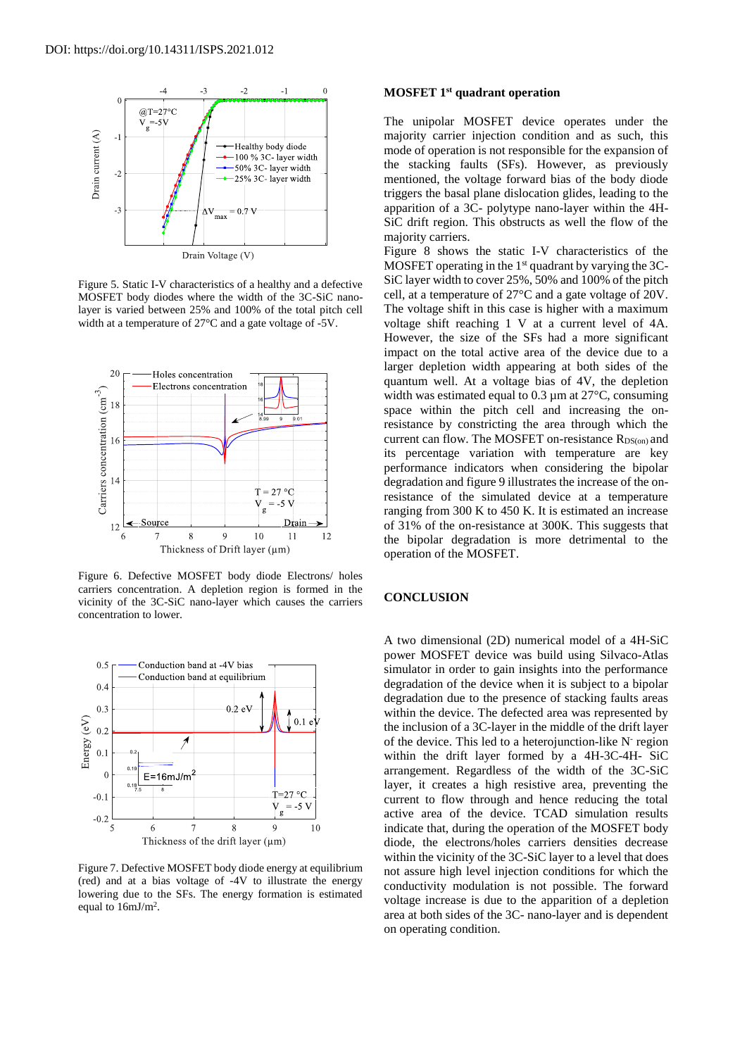DOI: https://doi.org/10.14311/ISPS.2021.012

Figure 5. Static I-V characteristics of a healthy and a defective MOSFET body diodes where the width of the 3C-SiC nano-layer is varied between 25% and 100% of the total pitch cell width at a temperature of 27°C and a gate voltage of -5V.

Figure 6. Defective MOSFET body diode Electrons/ holes carriers concentration. A depletion region is formed in the vicinity of the 3C-SiC nano-layer which causes the carriers concentration to lower.

Figure 7. Defective MOSFET body diode energy at equilibrium (red) and at a bias voltage of -4V to illustrate the energy lowering due to the SFs. The energy formation is estimated equal to 16mJ/m$^2$.

### MOSFET 1st quadrant operation

The unipolar MOSFET device operates under the majority carrier injection condition and as such, this mode of operation is not responsible for the expansion of the stacking faults (SFs). However, as previously mentioned, the voltage forward bias of the body diode triggers the basal plane dislocation glides, leading to the apparition of a 3C- polytype nano-layer within the 4H-SiC drift region. This obstructs as well the flow of the majority carriers.

Figure 8 shows the static I-V characteristics of the MOSFET operating in the 1st quadrant by varying the 3C-SiC layer width to cover 25%, 50% and 100% of the pitch cell, at a temperature of 27°C and a gate voltage of 20V. The voltage shift in this case is higher with a maximum voltage shift reaching 1 V at a current level of 4A. However, the size of the SFs had a more significant impact on the total active area of the device due to a larger depletion width appearing at both sides of the quantum well. At a voltage bias of 4V, the depletion width was estimated equal to 0.3 µm at 27°C, consuming space within the pitch cell and increasing the on-resistance by constricting the area through which the current can flow. The MOSFET on-resistance $R_{DS(on)}$ and its percentage variation with temperature are key performance indicators when considering the bipolar degradation and figure 9 illustrates the increase of the on-resistance of the simulated device at a temperature ranging from 300 K to 450 K. It is estimated an increase of 31% of the on-resistance at 300K. This suggests that the bipolar degradation is more detrimental to the operation of the MOSFET.

## CONCLUSION

A two dimensional (2D) numerical model of a 4H-SiC power MOSFET device was build using Silvaco-Atlas simulator in order to gain insights into the performance degradation of the device when it is subject to a bipolar degradation due to the presence of stacking faults areas within the device. The defected area was represented by the inclusion of a 3C-layer in the middle of the drift layer of the device. This led to a heterojunction-like N$^-$ region within the drift layer formed by a 4H-3C-4H- SiC arrangement. Regardless of the width of the 3C-SiC layer, it creates a high resistive area, preventing the current to flow through and hence reducing the total active area of the device. TCAD simulation results indicate that, during the operation of the MOSFET body diode, the electrons/holes carriers densities decrease within the vicinity of the 3C-SiC layer to a level that does not assure high level injection conditions for which the conductivity modulation is not possible. The forward voltage increase is due to the apparition of a depletion area at both sides of the 3C- nano-layer and is dependent on operating condition.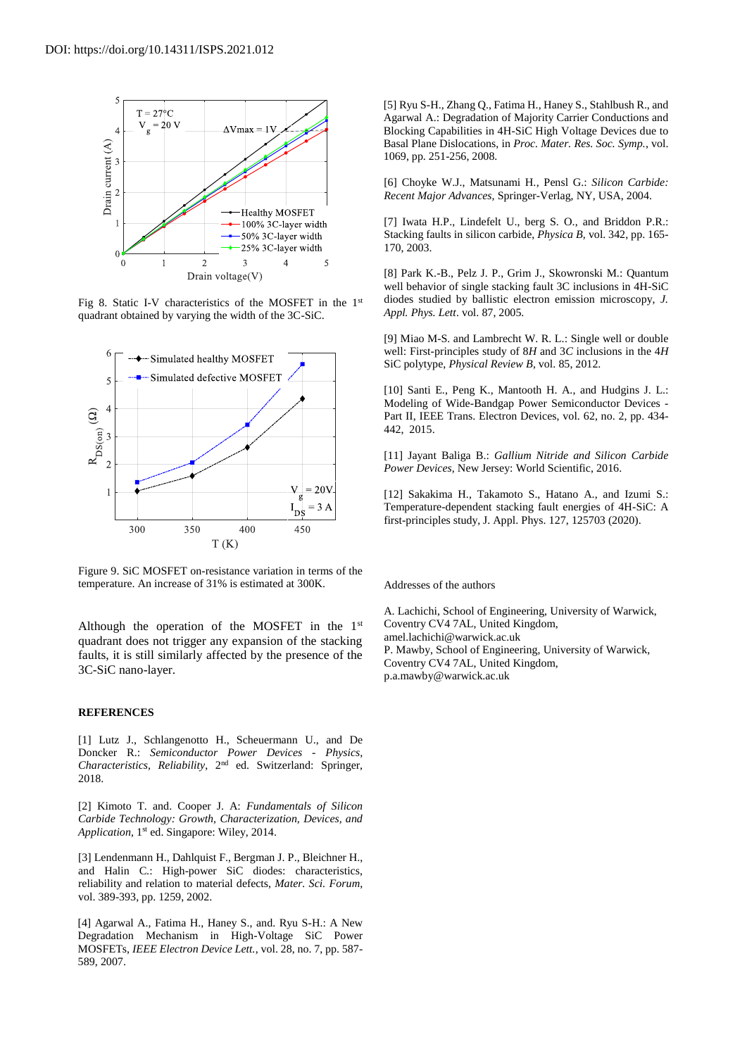DOI: https://doi.org/10.14311/ISPS.2021.012

T = 27°C
$V_g$ = 20 V
ΔVmax = 1V
Drain current (A)
Drain voltage(V)
Healthy MOSFET
100% 3C-layer width
50% 3C-layer width
25% 3C-layer width

Fig 8. Static I-V characteristics of the MOSFET in the 1st quadrant obtained by varying the width of the 3C-SiC.

Simulated healthy MOSFET
Simulated defective MOSFET
$R_{DS(on)}$ (Ω)
T (K)
$V_g$ = 20V
$I_{DS}$ = 3 A

Figure 9. SiC MOSFET on-resistance variation in terms of the temperature. An increase of 31% is estimated at 300K.

Although the operation of the MOSFET in the 1st quadrant does not trigger any expansion of the stacking faults, it is still similarly affected by the presence of the 3C-SiC nano-layer.

## REFERENCES

[1] Lutz J., Schlangenotto H., Scheuermann U., and De Doncker R.: *Semiconductor Power Devices - Physics, Characteristics, Reliability*, 2nd ed. Switzerland: Springer, 2018.

[2] Kimoto T. and. Cooper J. A: *Fundamentals of Silicon Carbide Technology: Growth, Characterization, Devices, and Application*, 1st ed. Singapore: Wiley, 2014.

[3] Lendenmann H., Dahlquist F., Bergman J. P., Bleichner H., and Halin C.: High-power SiC diodes: characteristics, reliability and relation to material defects, *Mater. Sci. Forum*, vol. 389-393, pp. 1259, 2002.

[4] Agarwal A., Fatima H., Haney S., and. Ryu S-H.: A New Degradation Mechanism in High-Voltage SiC Power MOSFETs, *IEEE Electron Device Lett.*, vol. 28, no. 7, pp. 587-589, 2007.

[5] Ryu S-H., Zhang Q., Fatima H., Haney S., Stahlbush R., and Agarwal A.: Degradation of Majority Carrier Conductions and Blocking Capabilities in 4H-SiC High Voltage Devices due to Basal Plane Dislocations, in *Proc. Mater. Res. Soc. Symp.*, vol. 1069, pp. 251-256, 2008.

[6] Choyke W.J., Matsunami H., Pensl G.: *Silicon Carbide: Recent Major Advances*, Springer-Verlag, NY, USA, 2004.

[7] Iwata H.P., Lindefelt U., berg S. O., and Briddon P.R.: Stacking faults in silicon carbide, *Physica B*, vol. 342, pp. 165-170, 2003.

[8] Park K.-B., Pelz J. P., Grim J., Skowronski M.: Quantum well behavior of single stacking fault 3C inclusions in 4H-SiC diodes studied by ballistic electron emission microscopy, *J. Appl. Phys. Lett*. vol. 87, 2005.

[9] Miao M-S. and Lambrecht W. R. L.: Single well or double well: First-principles study of 8*H* and 3*C* inclusions in the 4*H* SiC polytype, *Physical Review B*, vol. 85, 2012.

[10] Santi E., Peng K., Mantooth H. A., and Hudgins J. L.: Modeling of Wide-Bandgap Power Semiconductor Devices - Part II, IEEE Trans. Electron Devices, vol. 62, no. 2, pp. 434-442, 2015.

[11] Jayant Baliga B.: *Gallium Nitride and Silicon Carbide Power Devices*, New Jersey: World Scientific, 2016.

[12] Sakakima H., Takamoto S., Hatano A., and Izumi S.: Temperature-dependent stacking fault energies of 4H-SiC: A first-principles study, J. Appl. Phys. 127, 125703 (2020).

Addresses of the authors

A. Lachichi, School of Engineering, University of Warwick, Coventry CV4 7AL, United Kingdom,
amel.lachichi@warwick.ac.uk
P. Mawby, School of Engineering, University of Warwick, Coventry CV4 7AL, United Kingdom,
p.a.mawby@warwick.ac.uk